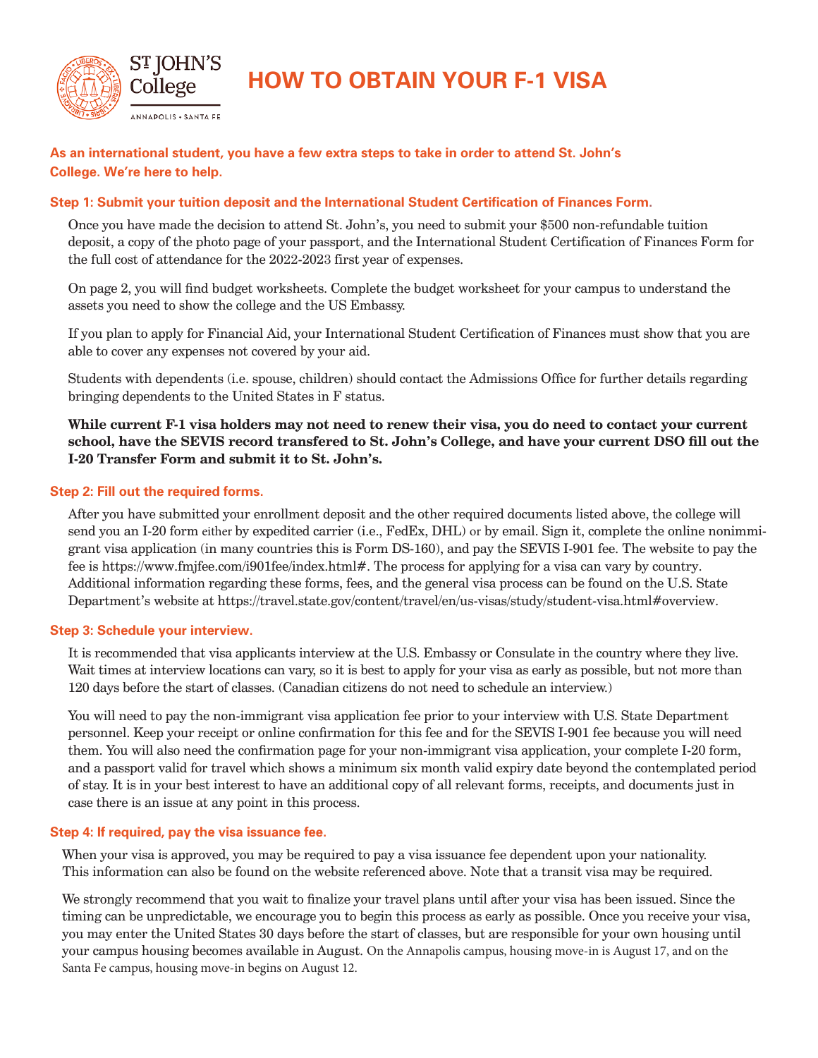# HOW TO OBTAIN YOUR F-1 VISA

**As an international student, you have a few extra steps to take in order to attend St. John's College. We're here to help.**

### Step 1: Submit your tuition deposit and the International Student Certification of Finances Form.

Once you have made the decision to attend St. John's, you need to submit your $500 non-refundable tuition deposit, a copy of the photo page of your passport, and the International Student Certification of Finances Form for the full cost of attendance for the 2022-2023 first year of expenses.

On page 2, you will find budget worksheets. Complete the budget worksheet for your campus to understand the assets you need to show the college and the US Embassy.

If you plan to apply for Financial Aid, your International Student Certification of Finances must show that you are able to cover any expenses not covered by your aid.

Students with dependents (i.e. spouse, children) should contact the Admissions Office for further details regarding bringing dependents to the United States in F status.

**While current F-1 visa holders may not need to renew their visa, you do need to contact your current school, have the SEVIS record transfered to St. John's College, and have your current DSO fill out the I-20 Transfer Form and submit it to St. John's.**

### Step 2: Fill out the required forms.

After you have submitted your enrollment deposit and the other required documents listed above, the college will send you an I-20 form either by expedited carrier (i.e., FedEx, DHL) or by email. Sign it, complete the online nonimmigrant visa application (in many countries this is Form DS-160), and pay the SEVIS I-901 fee. The website to pay the fee is https://www.fmjfee.com/i901fee/index.html#. The process for applying for a visa can vary by country. Additional information regarding these forms, fees, and the general visa process can be found on the U.S. State Department's website at https://travel.state.gov/content/travel/en/us-visas/study/student-visa.html#overview.

### Step 3: Schedule your interview.

It is recommended that visa applicants interview at the U.S. Embassy or Consulate in the country where they live. Wait times at interview locations can vary, so it is best to apply for your visa as early as possible, but not more than 120 days before the start of classes. (Canadian citizens do not need to schedule an interview.)

You will need to pay the non-immigrant visa application fee prior to your interview with U.S. State Department personnel. Keep your receipt or online confirmation for this fee and for the SEVIS I-901 fee because you will need them. You will also need the confirmation page for your non-immigrant visa application, your complete I-20 form, and a passport valid for travel which shows a minimum six month valid expiry date beyond the contemplated period of stay. It is in your best interest to have an additional copy of all relevant forms, receipts, and documents just in case there is an issue at any point in this process.

### Step 4: If required, pay the visa issuance fee.

When your visa is approved, you may be required to pay a visa issuance fee dependent upon your nationality. This information can also be found on the website referenced above. Note that a transit visa may be required.

We strongly recommend that you wait to finalize your travel plans until after your visa has been issued. Since the timing can be unpredictable, we encourage you to begin this process as early as possible. Once you receive your visa, you may enter the United States 30 days before the start of classes, but are responsible for your own housing until your campus housing becomes available in August. On the Annapolis campus, housing move-in is August 17, and on the Santa Fe campus, housing move-in begins on August 12.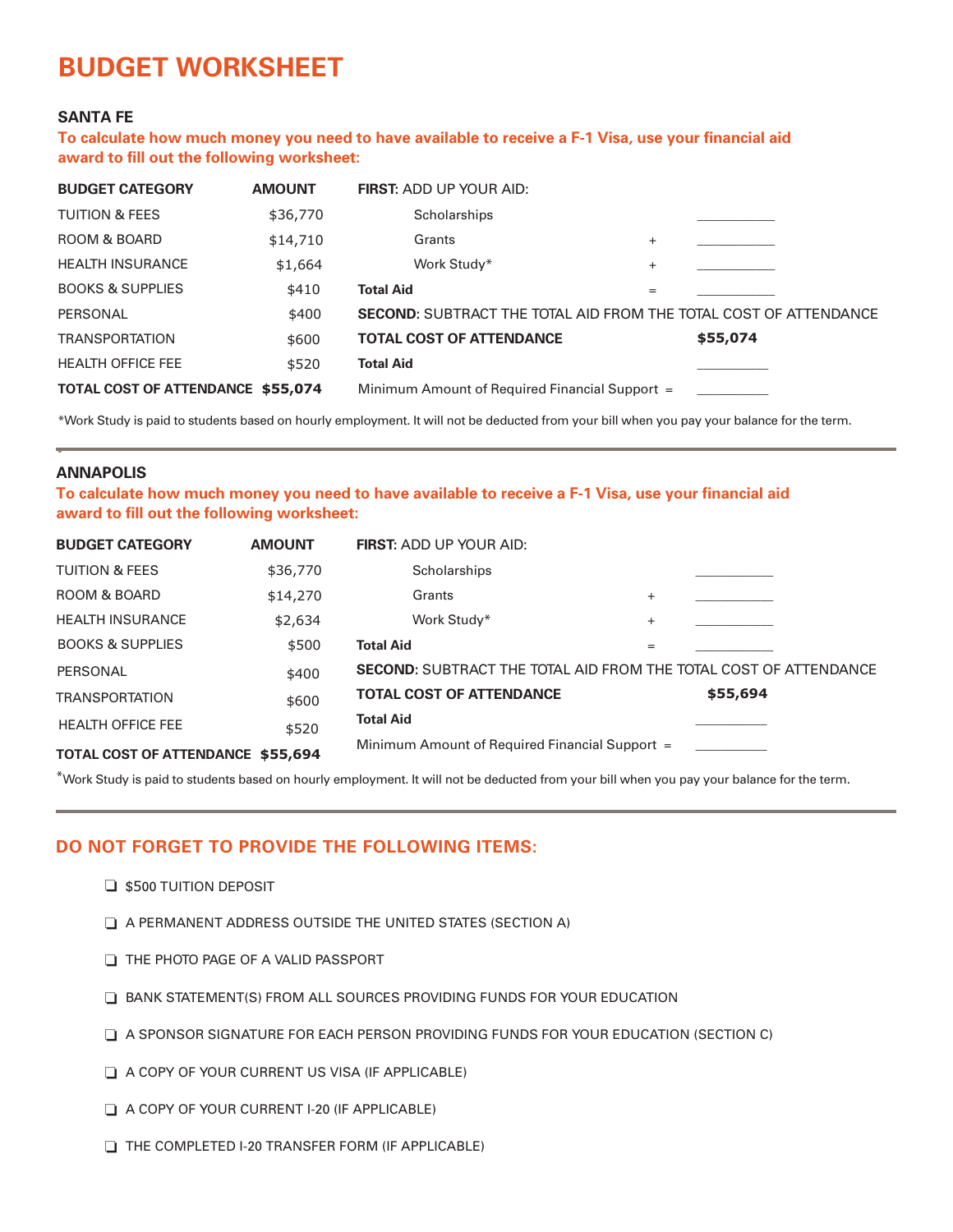# BUDGET WORKSHEET

## SANTA FE

**To calculate how much money you need to have available to receive a F-1 Visa, use your financial aid award to fill out the following worksheet:**

| BUDGET CATEGORY | AMOUNT |
|---|---|
| TUITION & FEES | $36,770 |
| ROOM & BOARD | $14,710 |
| HEALTH INSURANCE | $1,664 |
| BOOKS & SUPPLIES | $410 |
| PERSONAL | $400 |
| TRANSPORTATION | $600 |
| HEALTH OFFICE FEE | $520 |
| **TOTAL COST OF ATTENDANCE** | **$55,074** |

**FIRST**: ADD UP YOUR AID:

| | | |
|---|---|---|
| Scholarships | | ___________ |
| Grants | + | ___________ |
| Work Study* | + | ___________ |
| **Total Aid** | = | ___________ |

**SECOND**: SUBTRACT THE TOTAL AID FROM THE TOTAL COST OF ATTENDANCE

| | |
|---|---|
| **TOTAL COST OF ATTENDANCE** | **$55,074** |
| **Total Aid** | __________ |
| Minimum Amount of Required Financial Support = | __________ |

*Work Study is paid to students based on hourly employment. It will not be deducted from your bill when you pay your balance for the term.

## ANNAPOLIS

**To calculate how much money you need to have available to receive a F-1 Visa, use your financial aid award to fill out the following worksheet:**

| BUDGET CATEGORY | AMOUNT |
|---|---|
| TUITION & FEES | $36,770 |
| ROOM & BOARD | $14,270 |
| HEALTH INSURANCE | $2,634 |
| BOOKS & SUPPLIES | $500 |
| PERSONAL | $400 |
| TRANSPORTATION | $600 |
| HEALTH OFFICE FEE | $520 |
| **TOTAL COST OF ATTENDANCE** | **$55,694** |

**FIRST**: ADD UP YOUR AID:

| | | |
|---|---|---|
| Scholarships | | ___________ |
| Grants | + | ___________ |
| Work Study* | + | ___________ |
| **Total Aid** | = | ___________ |

**SECOND**: SUBTRACT THE TOTAL AID FROM THE TOTAL COST OF ATTENDANCE

| | |
|---|---|
| **TOTAL COST OF ATTENDANCE** | **$55,694** |
| **Total Aid** | __________ |
| Minimum Amount of Required Financial Support = | __________ |

*Work Study is paid to students based on hourly employment. It will not be deducted from your bill when you pay your balance for the term.

## DO NOT FORGET TO PROVIDE THE FOLLOWING ITEMS:

- ❑ $500 TUITION DEPOSIT
- ❑ A PERMANENT ADDRESS OUTSIDE THE UNITED STATES (SECTION A)
- ❑ THE PHOTO PAGE OF A VALID PASSPORT
- ❑ BANK STATEMENT(S) FROM ALL SOURCES PROVIDING FUNDS FOR YOUR EDUCATION
- ❑ A SPONSOR SIGNATURE FOR EACH PERSON PROVIDING FUNDS FOR YOUR EDUCATION (SECTION C)
- ❑ A COPY OF YOUR CURRENT US VISA (IF APPLICABLE)
- ❑ A COPY OF YOUR CURRENT I-20 (IF APPLICABLE)
- ❑ THE COMPLETED I-20 TRANSFER FORM (IF APPLICABLE)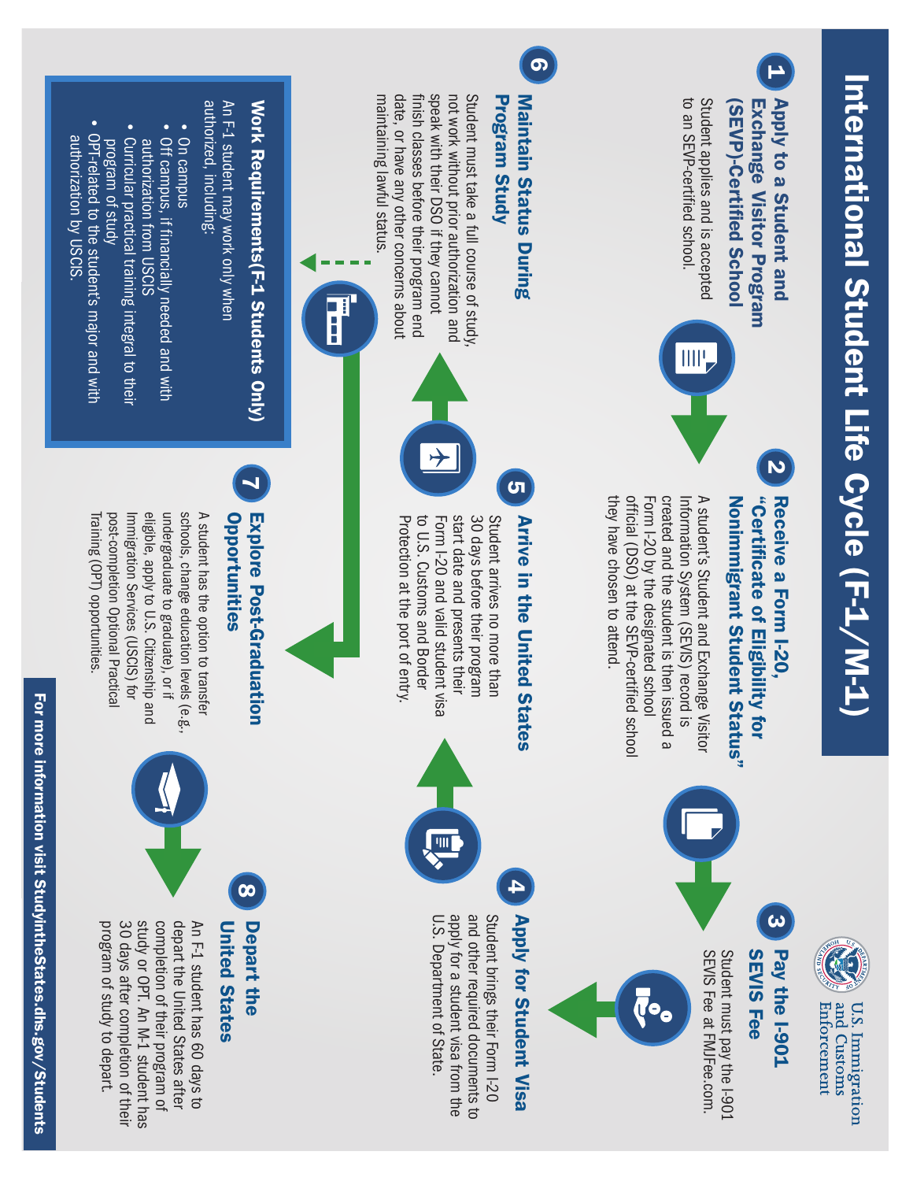# International Student Life Cycle (F-1/M-1)

U.S. Immigration and Customs Enforcement

## 1 Apply to a Student and Exchange Visitor Program (SEVP)-Certified School

Student applies and is accepted to an SEVP-certified school.

## 2 Receive a Form I-20, "Certificate of Eligibility for Nonimmigrant Student Status"

A student's Student and Exchange Visitor Information System (SEVIS) record is created and the student is then issued a Form I-20 by the designated school official (DSO) at the SEVP-certified school they have chosen to attend.

## 3 Pay the I-901 SEVIS Fee

Student must pay the I-901 SEVIS Fee at FMJFee.com.

## 4 Apply for Student Visa

Student brings their Form I-20 and other required documents to apply for a student visa from the U.S. Department of State.

## 5 Arrive in the United States

Student arrives no more than 30 days before their program start date and presents their Form I-20 and valid student visa to U.S. Customs and Border Protection at the port of entry.

## 6 Maintain Status During Program Study

Student must take a full course of study, not work without prior authorization and speak with their DSO if they cannot finish classes before their program end date, or have any other concerns about maintaining lawful status.

### Work Requirements(F-1 Students Only)

An F-1 student may work only when authorized, including:

- On campus
- Off campus, if financially needed and with authorization from USCIS
- Curricular practical training integral to their program of study
- OPT-related to the student's major and with authorization by USCIS.

## 7 Explore Post-Graduation Opportunities

A student has the option to transfer schools, change education levels (e.g., undergraduate to graduate), or if eligible, apply to U.S. Citizenship and Immigration Services (USCIS) for post-completion Optional Practical Training (OPT) opportunities.

## 8 Depart the United States

An F-1 student has 60 days to depart the United States after completion of their program of study or OPT. An M-1 student has 30 days after completion of their program of study to depart.

**For more information visit StudyintheStates.dhs.gov/Students**